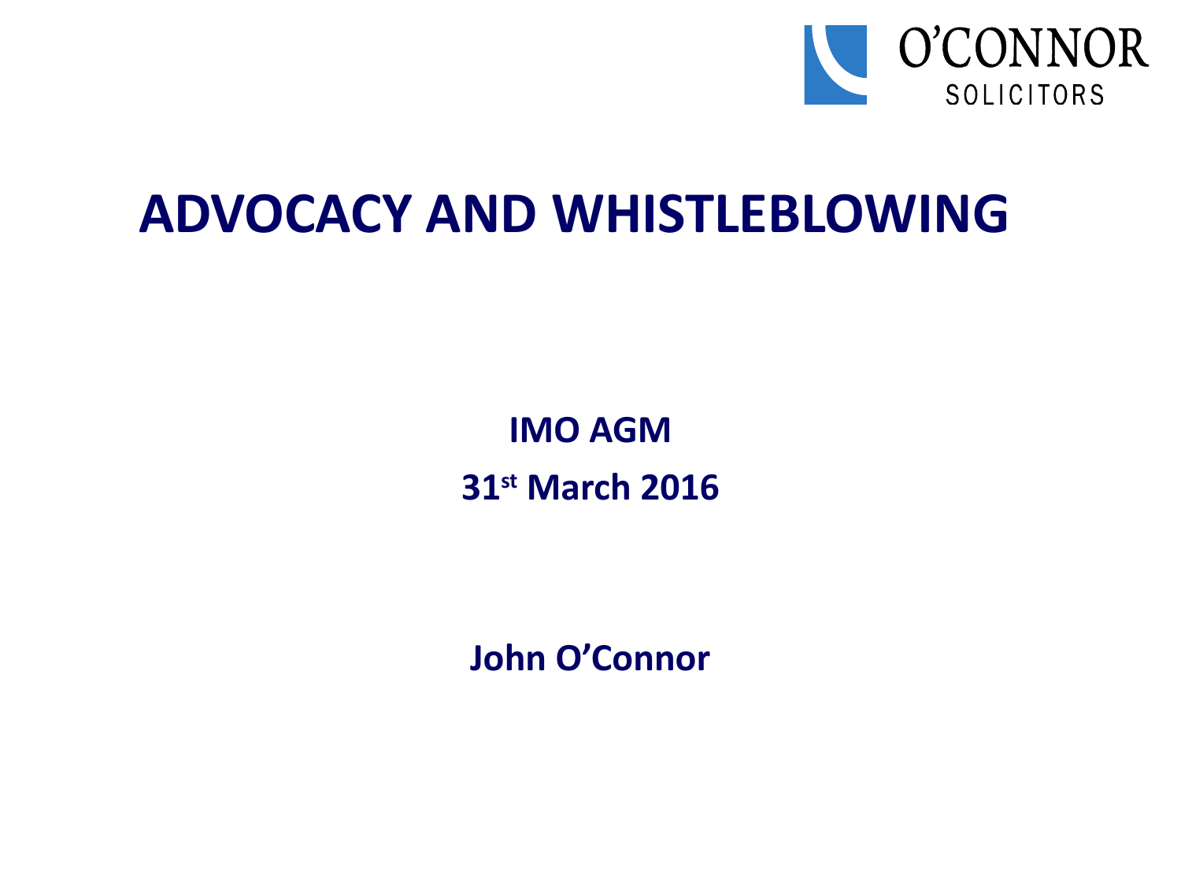O'CONNOR SOLICITORS

# ADVOCACY AND WHISTLEBLOWING

**IMO AGM**

**31st March 2016**

**John O'Connor**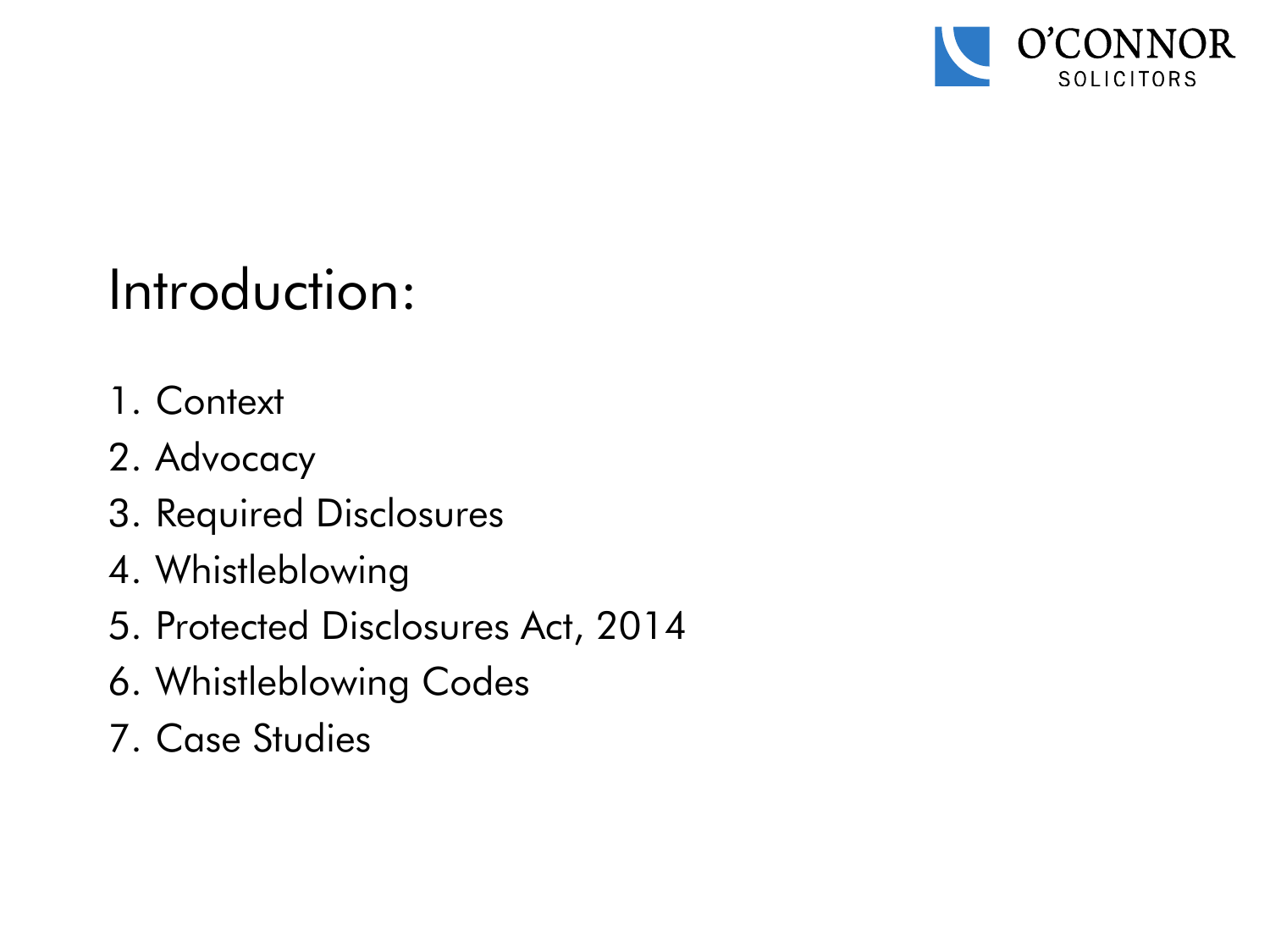# Introduction:

1. Context
2. Advocacy
3. Required Disclosures
4. Whistleblowing
5. Protected Disclosures Act, 2014
6. Whistleblowing Codes
7. Case Studies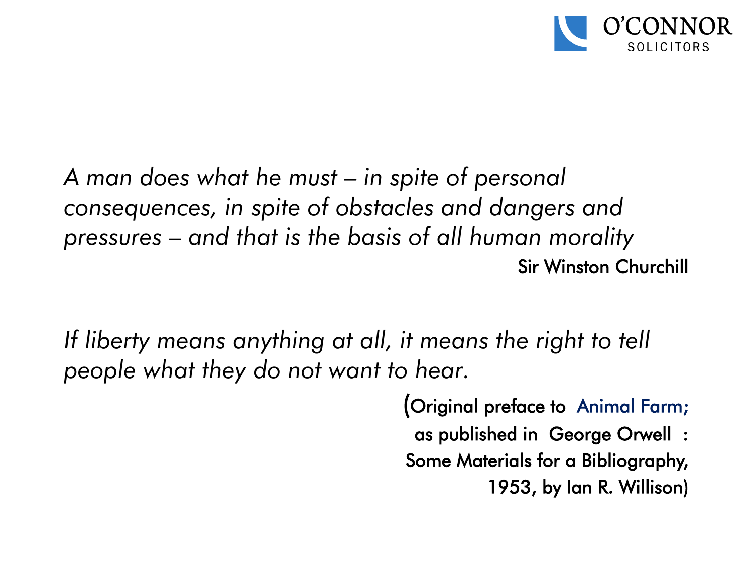*A man does what he must – in spite of personal consequences, in spite of obstacles and dangers and pressures – and that is the basis of all human morality*

Sir Winston Churchill

*If liberty means anything at all, it means the right to tell people what they do not want to hear.*

(Original preface to Animal Farm; as published in George Orwell : Some Materials for a Bibliography, 1953, by Ian R. Willison)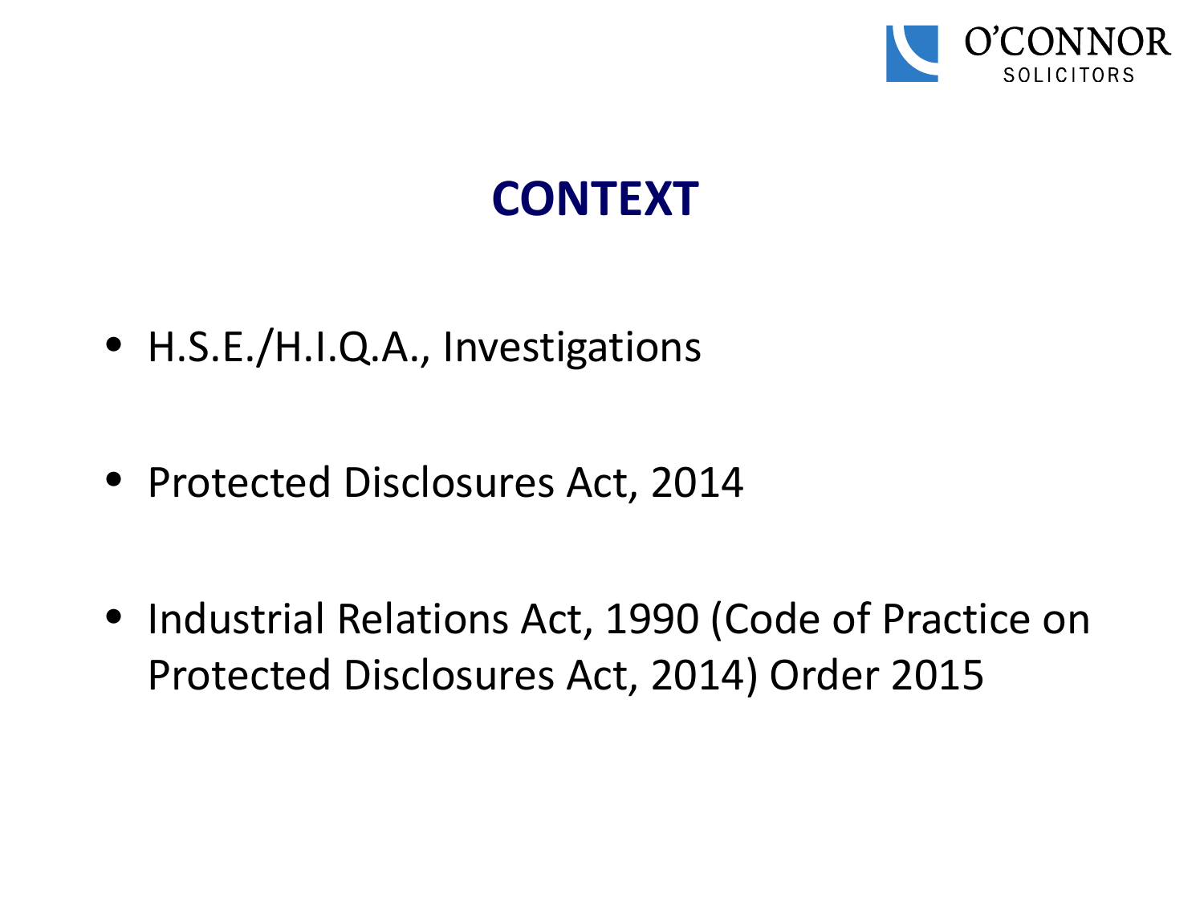# CONTEXT

- H.S.E./H.I.Q.A., Investigations
- Protected Disclosures Act, 2014
- Industrial Relations Act, 1990 (Code of Practice on Protected Disclosures Act, 2014) Order 2015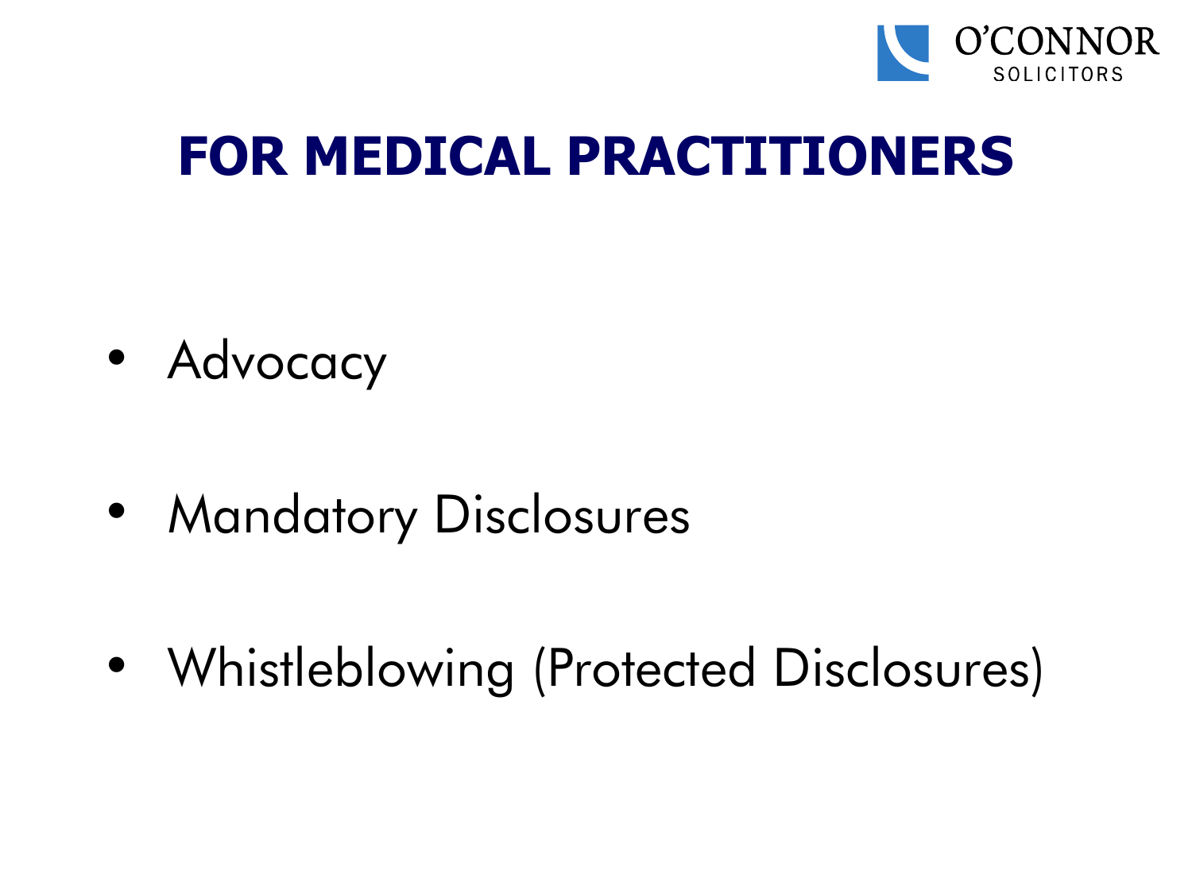# FOR MEDICAL PRACTITIONERS

- Advocacy
- Mandatory Disclosures
- Whistleblowing (Protected Disclosures)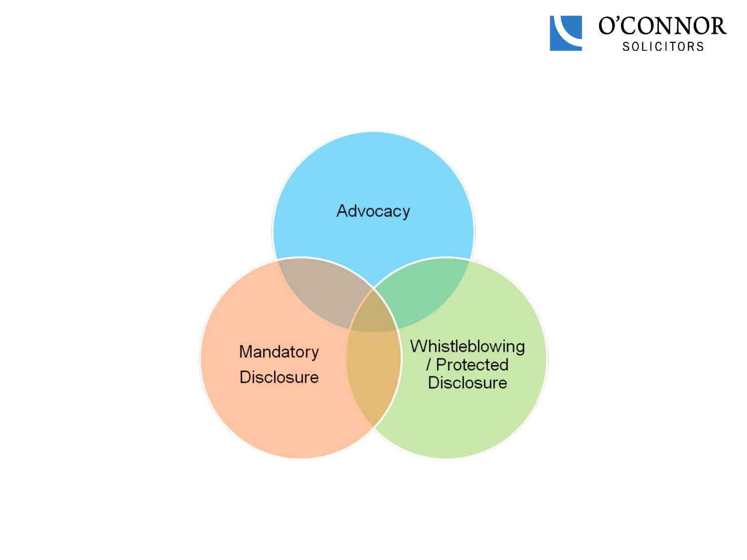Advocacy

Mandatory Disclosure

Whistleblowing / Protected Disclosure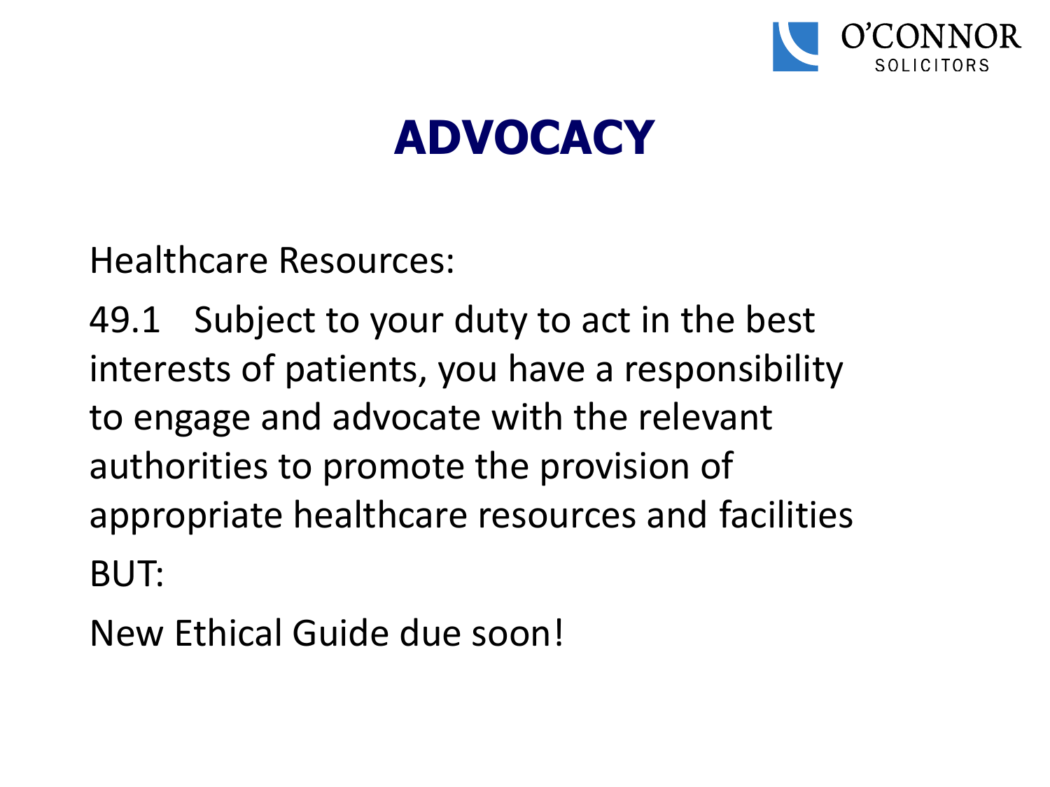# ADVOCACY

Healthcare Resources:

49.1 Subject to your duty to act in the best interests of patients, you have a responsibility to engage and advocate with the relevant authorities to promote the provision of appropriate healthcare resources and facilities

BUT:

New Ethical Guide due soon!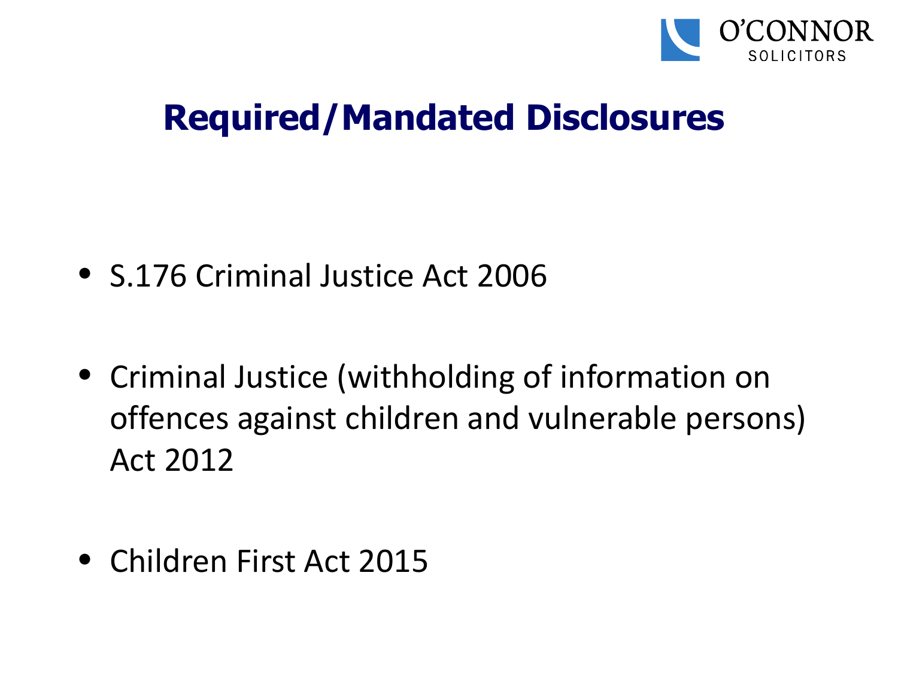## Required/Mandated Disclosures

- S.176 Criminal Justice Act 2006
- Criminal Justice (withholding of information on offences against children and vulnerable persons) Act 2012
- Children First Act 2015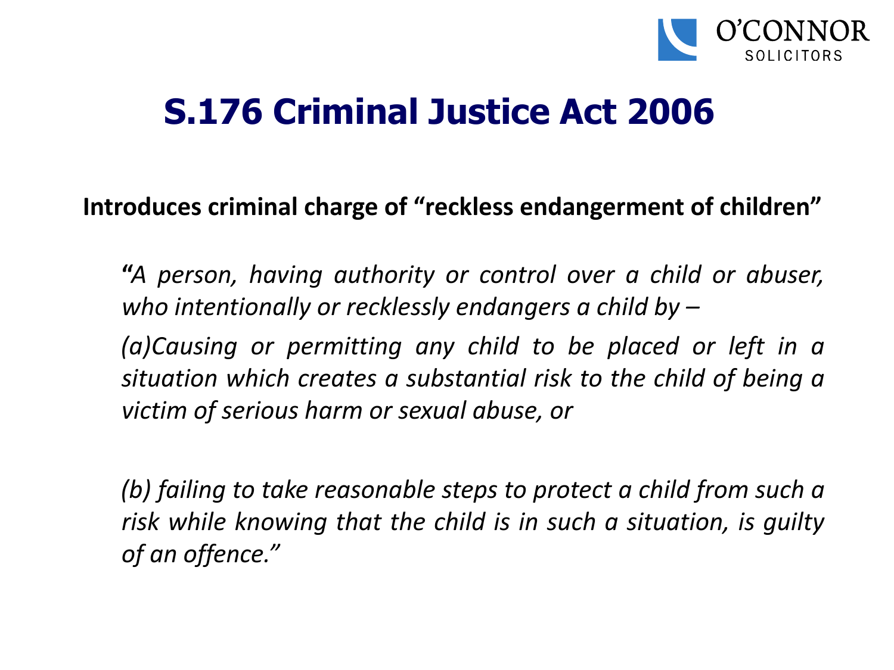# S.176 Criminal Justice Act 2006

**Introduces criminal charge of "reckless endangerment of children"**

*"A person, having authority or control over a child or abuser, who intentionally or recklessly endangers a child by –*

*(a)Causing or permitting any child to be placed or left in a situation which creates a substantial risk to the child of being a victim of serious harm or sexual abuse, or*

*(b) failing to take reasonable steps to protect a child from such a risk while knowing that the child is in such a situation, is guilty of an offence."*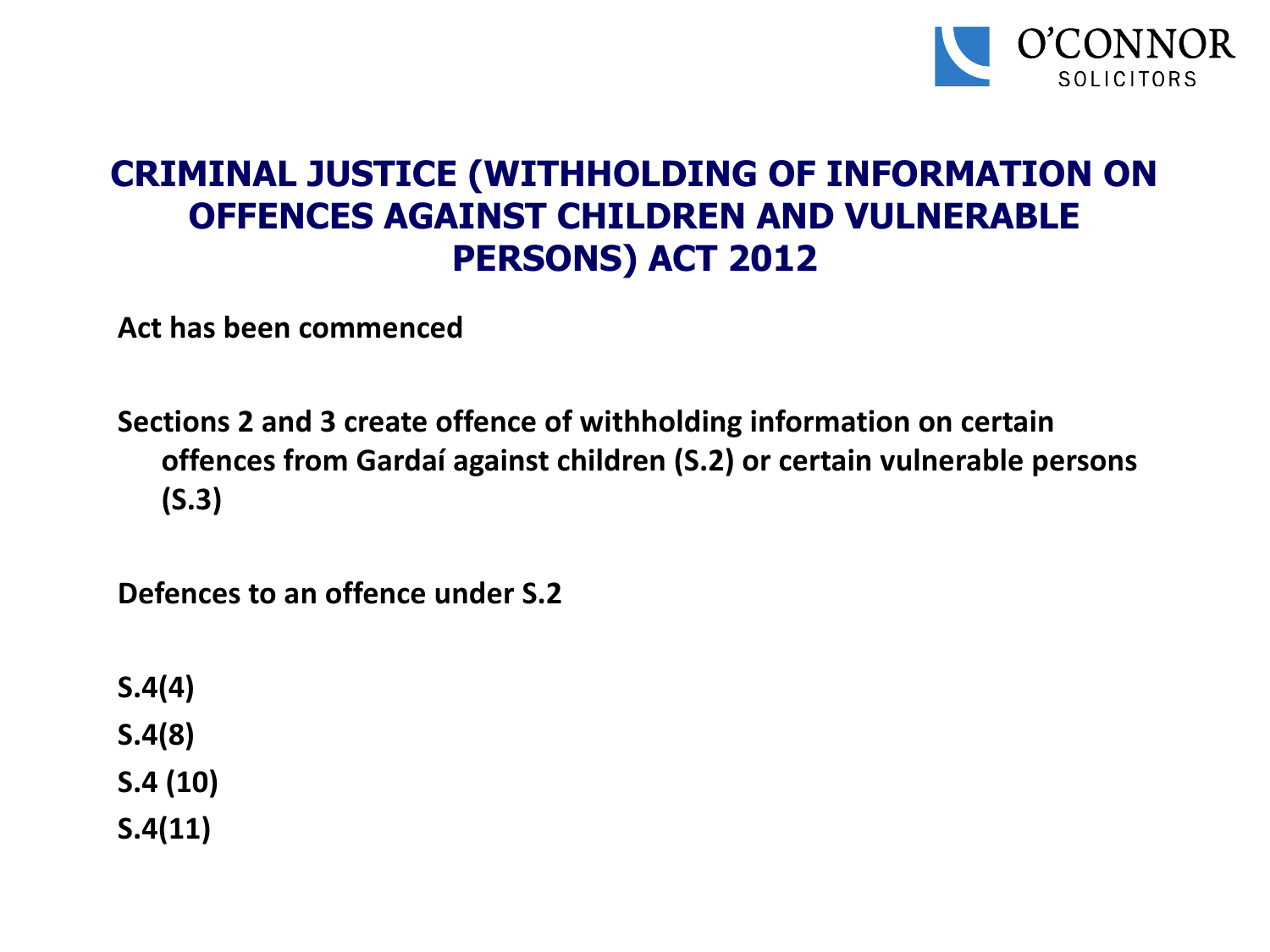# CRIMINAL JUSTICE (WITHHOLDING OF INFORMATION ON OFFENCES AGAINST CHILDREN AND VULNERABLE PERSONS) ACT 2012

**Act has been commenced**

**Sections 2 and 3 create offence of withholding information on certain offences from Gardaí against children (S.2) or certain vulnerable persons (S.3)**

**Defences to an offence under S.2**

**S.4(4)**
**S.4(8)**
**S.4 (10)**
**S.4(11)**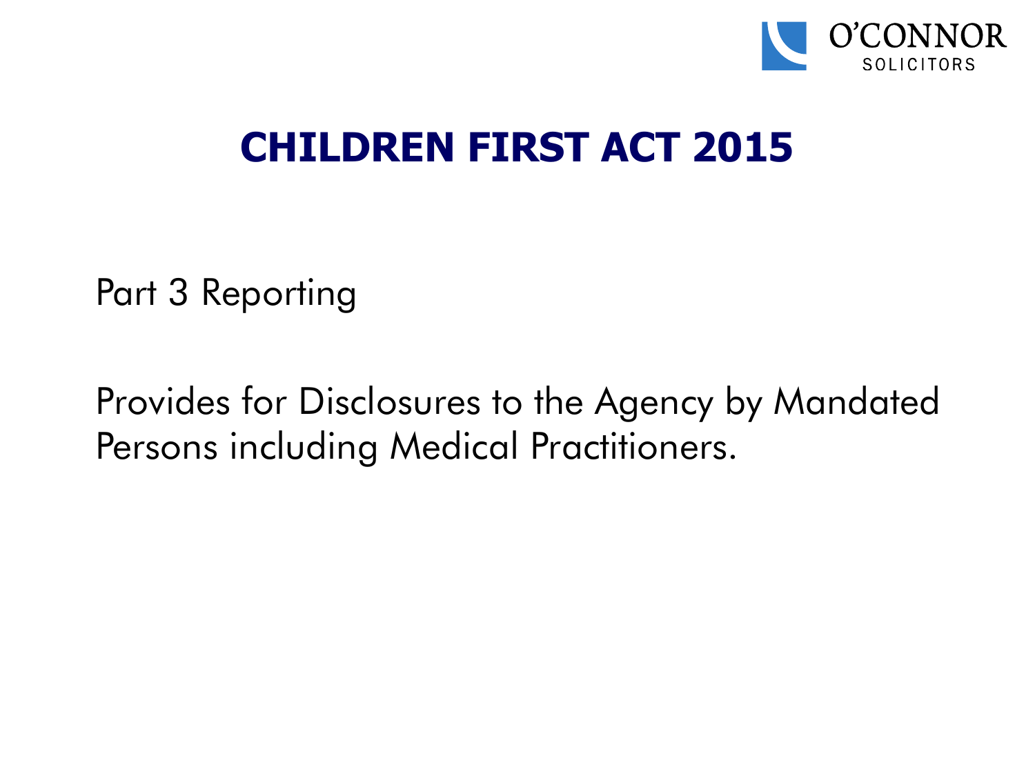# CHILDREN FIRST ACT 2015

Part 3 Reporting

Provides for Disclosures to the Agency by Mandated Persons including Medical Practitioners.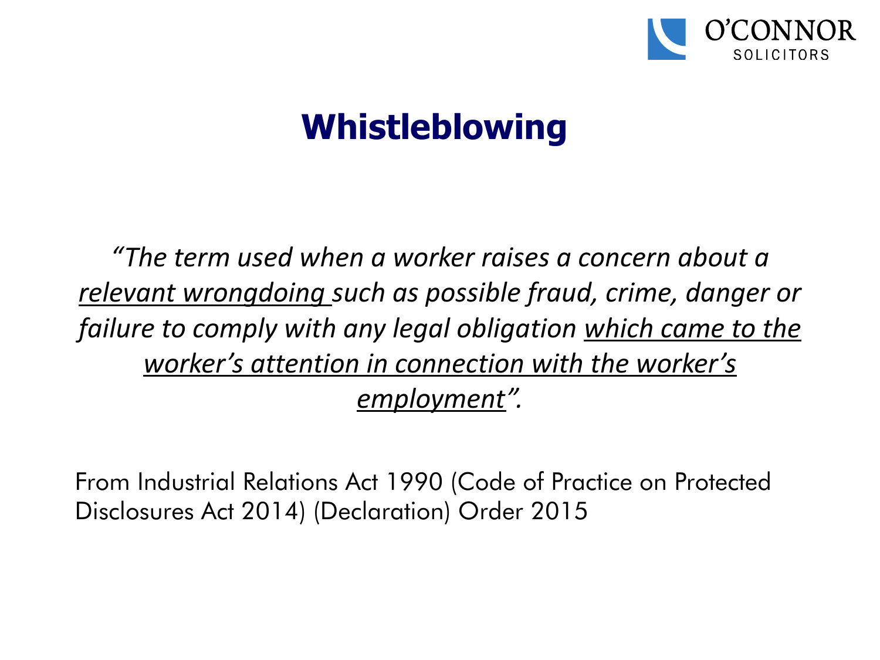# Whistleblowing

*"The term used when a worker raises a concern about a <u>relevant wrongdoing</u> such as possible fraud, crime, danger or failure to comply with any legal obligation <u>which came to the worker's attention in connection with the worker's employment</u>".*

From Industrial Relations Act 1990 (Code of Practice on Protected Disclosures Act 2014) (Declaration) Order 2015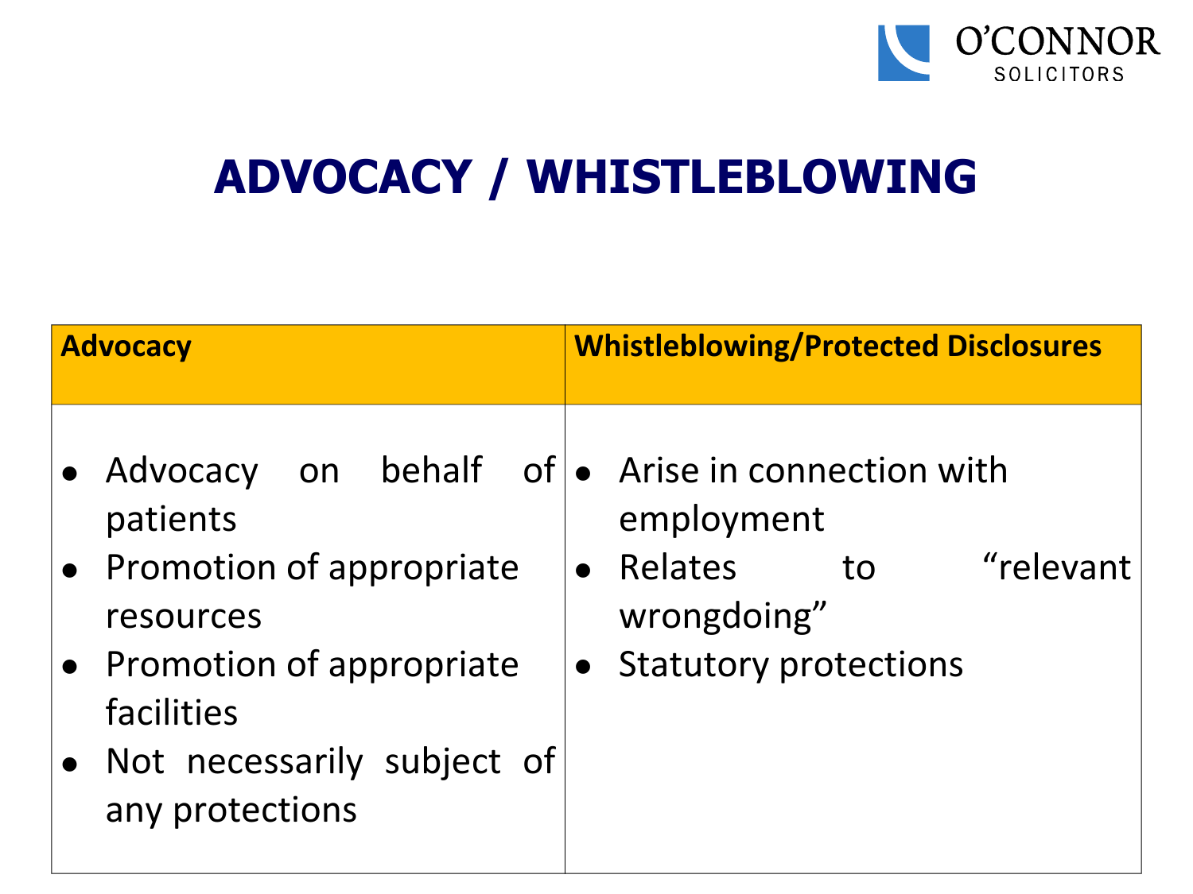# ADVOCACY / WHISTLEBLOWING

| Advocacy | Whistleblowing/Protected Disclosures |
| --- | --- |
| • Advocacy on behalf of patients<br>• Promotion of appropriate resources<br>• Promotion of appropriate facilities<br>• Not necessarily subject of any protections | • Arise in connection with employment<br>• Relates to “relevant wrongdoing”<br>• Statutory protections |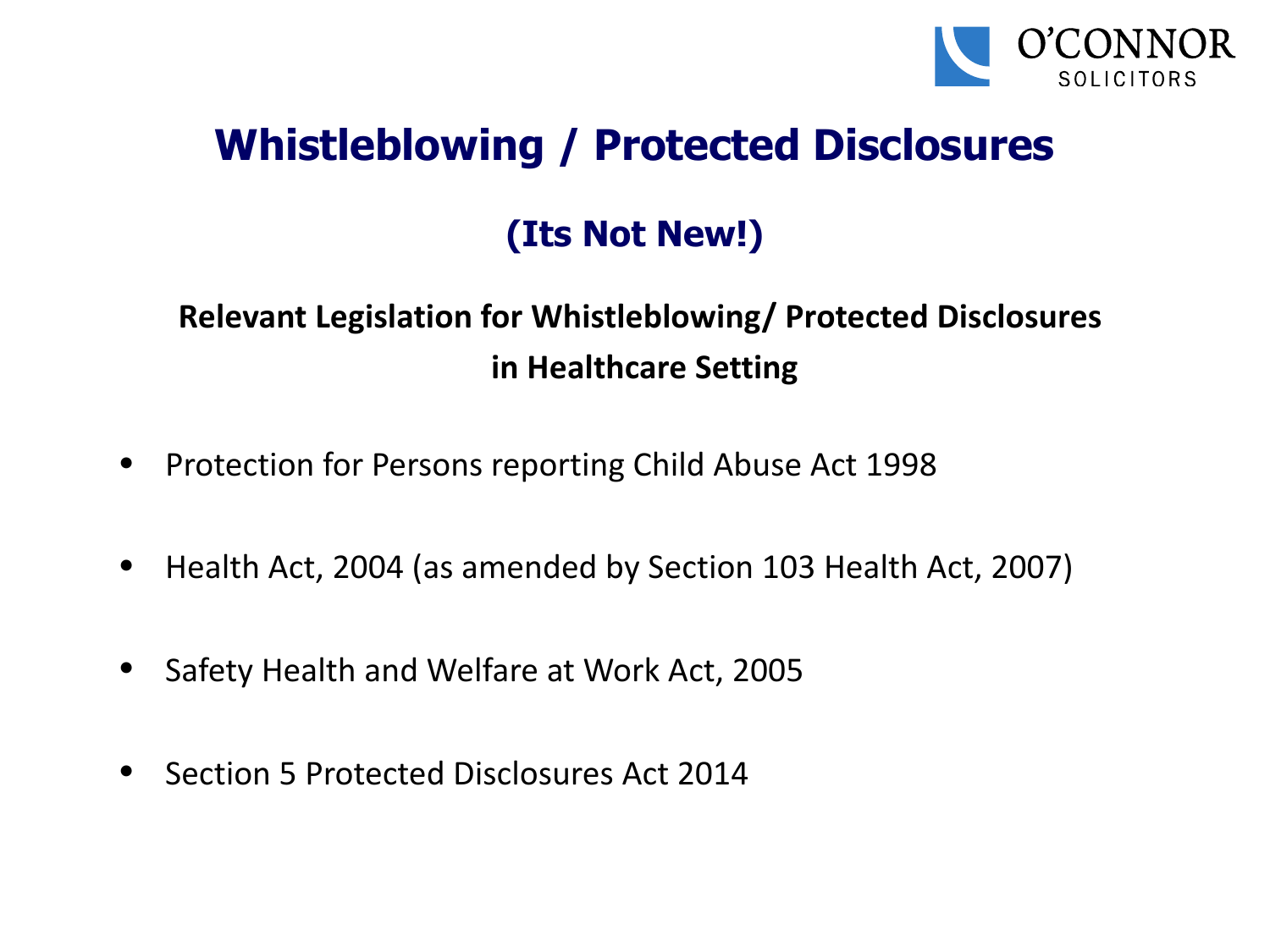# Whistleblowing / Protected Disclosures

## (Its Not New!)

**Relevant Legislation for Whistleblowing/ Protected Disclosures in Healthcare Setting**

- Protection for Persons reporting Child Abuse Act 1998
- Health Act, 2004 (as amended by Section 103 Health Act, 2007)
- Safety Health and Welfare at Work Act, 2005
- Section 5 Protected Disclosures Act 2014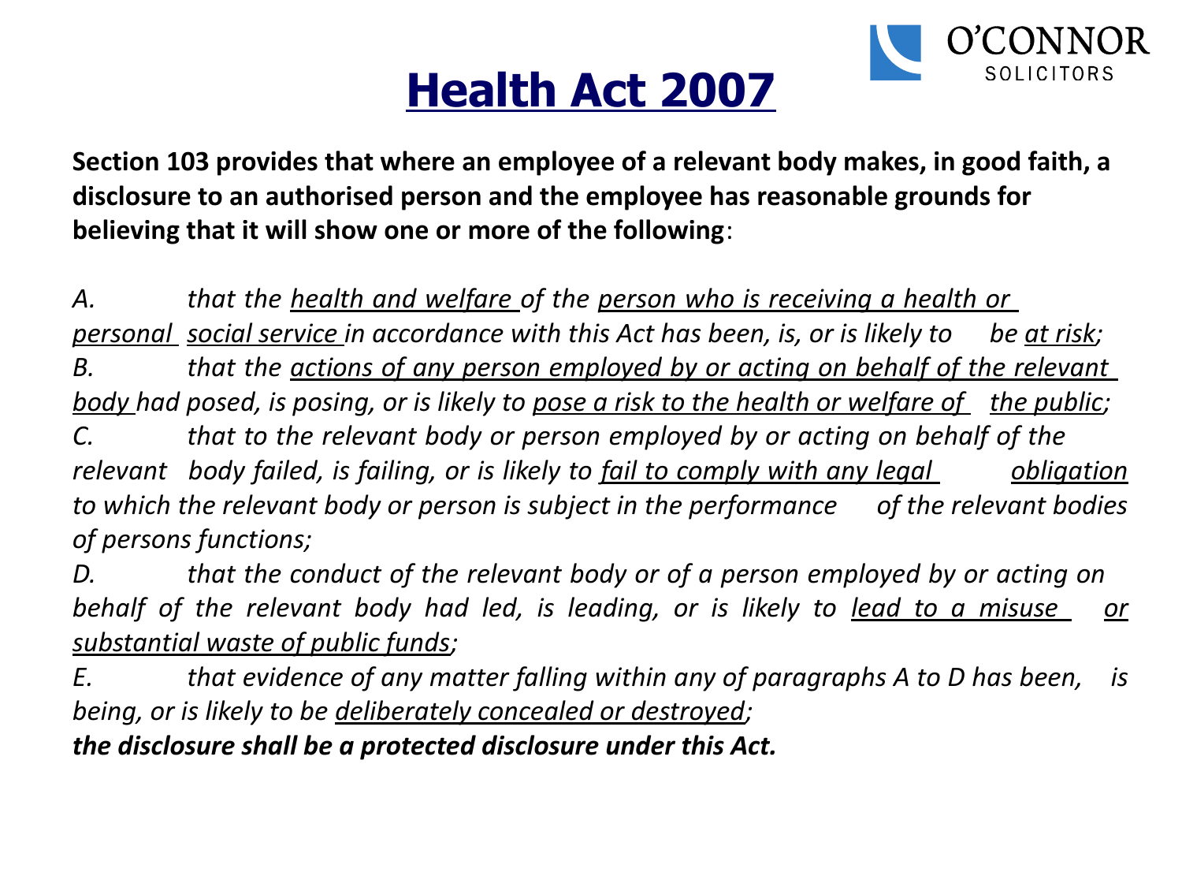# Health Act 2007

**Section 103 provides that where an employee of a relevant body makes, in good faith, a disclosure to an authorised person and the employee has reasonable grounds for believing that it will show one or more of the following**:

*A. that the* *<u>health and welfare</u>* *of the* *<u>person who is receiving a health or personal social service</u>* *in accordance with this Act has been, is, or is likely to be* *<u>at risk</u>;*

*B. that the* *<u>actions of any person employed by or acting on behalf of the relevant body</u>* *had posed, is posing, or is likely to* *<u>pose a risk to the health or welfare of the public</u>;*

*C. that to the relevant body or person employed by or acting on behalf of the relevant body failed, is failing, or is likely to* *<u>fail to comply with any legal obligation</u>* *to which the relevant body or person is subject in the performance of the relevant bodies of persons functions;*

*D. that the conduct of the relevant body or of a person employed by or acting on behalf of the relevant body had led, is leading, or is likely to* *<u>lead to a misuse or substantial waste of public funds</u>;*

*E. that evidence of any matter falling within any of paragraphs A to D has been, is being, or is likely to be* *<u>deliberately concealed or destroyed</u>;*

***the disclosure shall be a protected disclosure under this Act.***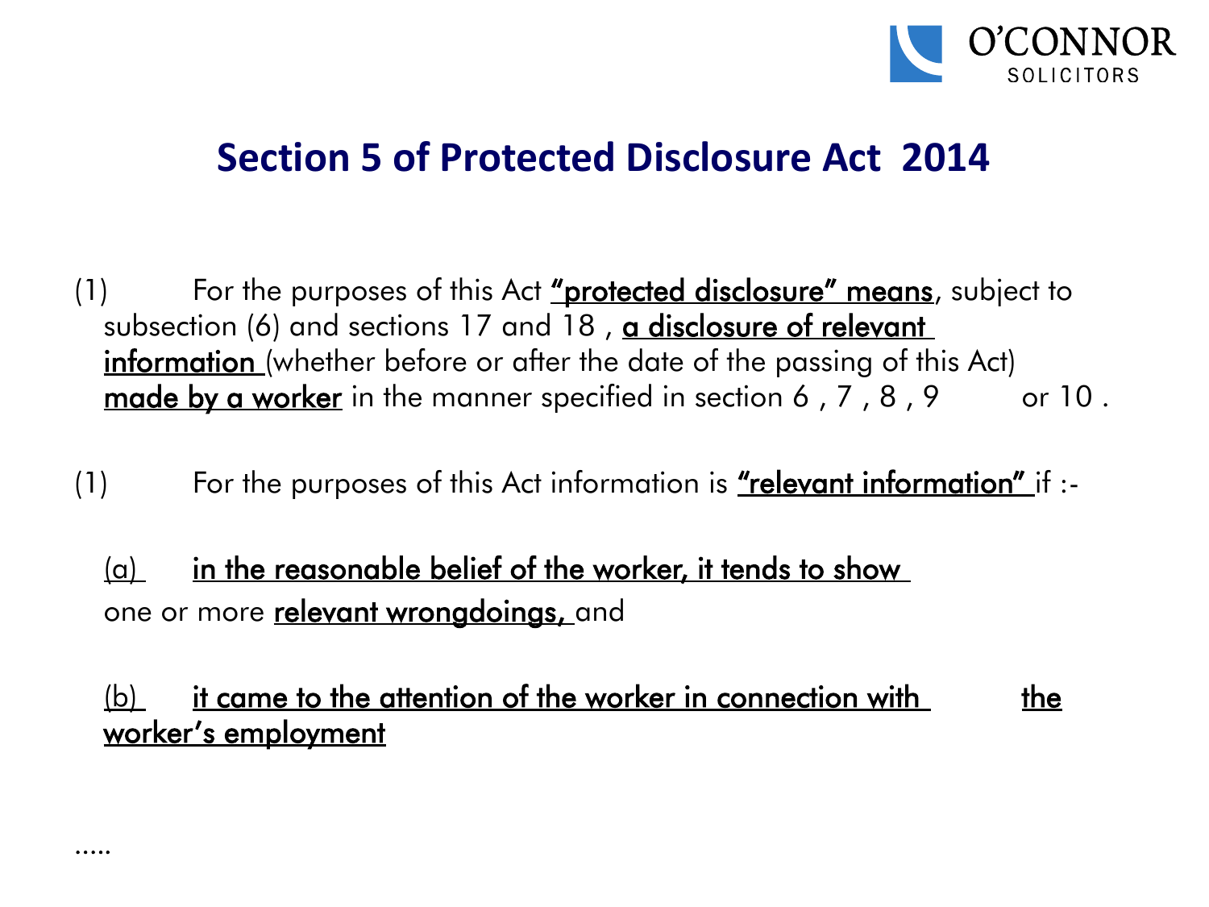# Section 5 of Protected Disclosure Act 2014

(1) For the purposes of this Act **"protected disclosure" means**, subject to subsection (6) and sections 17 and 18 , **a disclosure of relevant information** (whether before or after the date of the passing of this Act) **made by a worker** in the manner specified in section 6 , 7 , 8 , 9 or 10 .

(1) For the purposes of this Act information is **"relevant information"** if :-

(a) **in the reasonable belief of the worker, it tends to show** one or more **relevant wrongdoings,** and

(b) **it came to the attention of the worker in connection with the worker's employment**

.....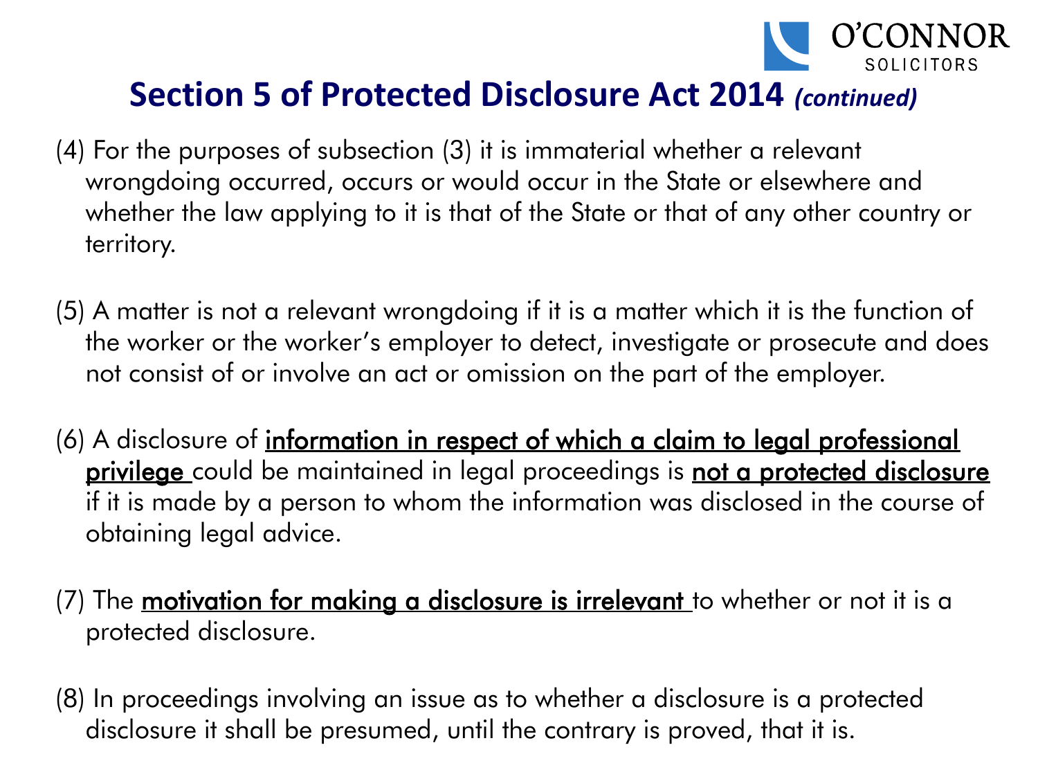# Section 5 of Protected Disclosure Act 2014 *(continued)*

(4) For the purposes of subsection (3) it is immaterial whether a relevant wrongdoing occurred, occurs or would occur in the State or elsewhere and whether the law applying to it is that of the State or that of any other country or territory.

(5) A matter is not a relevant wrongdoing if it is a matter which it is the function of the worker or the worker's employer to detect, investigate or prosecute and does not consist of or involve an act or omission on the part of the employer.

(6) A disclosure of <u>information in respect of which a claim to legal professional privilege</u> could be maintained in legal proceedings is <u>not a protected disclosure</u> if it is made by a person to whom the information was disclosed in the course of obtaining legal advice.

(7) The <u>motivation for making a disclosure is irrelevant</u> to whether or not it is a protected disclosure.

(8) In proceedings involving an issue as to whether a disclosure is a protected disclosure it shall be presumed, until the contrary is proved, that it is.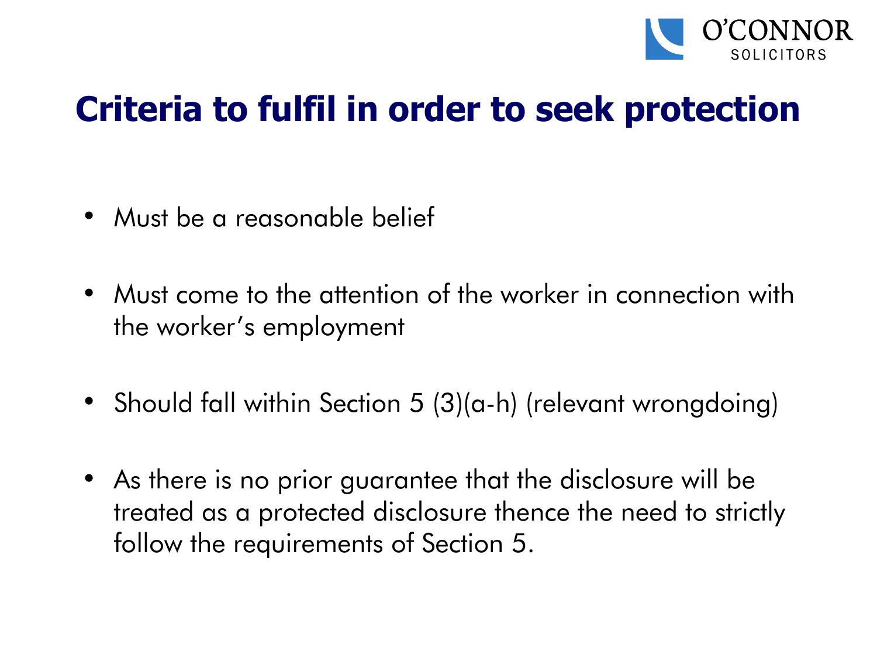# Criteria to fulfil in order to seek protection

- Must be a reasonable belief
- Must come to the attention of the worker in connection with the worker's employment
- Should fall within Section 5 (3)(a-h) (relevant wrongdoing)
- As there is no prior guarantee that the disclosure will be treated as a protected disclosure thence the need to strictly follow the requirements of Section 5.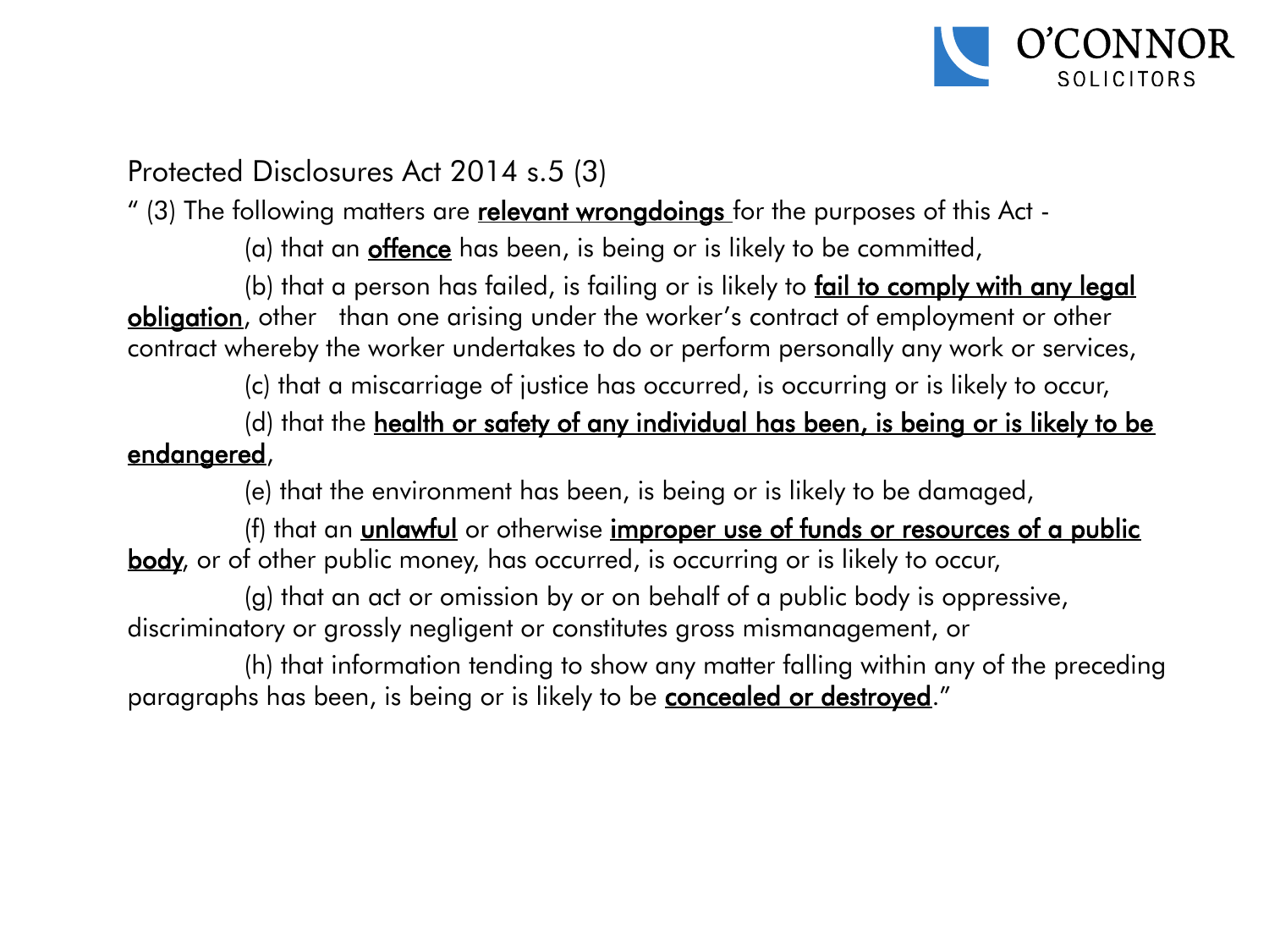Protected Disclosures Act 2014 s.5 (3)

" (3) The following matters are **relevant wrongdoings** for the purposes of this Act -

(a) that an **offence** has been, is being or is likely to be committed,

(b) that a person has failed, is failing or is likely to **fail to comply with any legal obligation**, other than one arising under the worker's contract of employment or other contract whereby the worker undertakes to do or perform personally any work or services,

(c) that a miscarriage of justice has occurred, is occurring or is likely to occur,

(d) that the **health or safety of any individual has been, is being or is likely to be endangered**,

(e) that the environment has been, is being or is likely to be damaged,

(f) that an **unlawful** or otherwise **improper use of funds or resources of a public body**, or of other public money, has occurred, is occurring or is likely to occur,

(g) that an act or omission by or on behalf of a public body is oppressive, discriminatory or grossly negligent or constitutes gross mismanagement, or

(h) that information tending to show any matter falling within any of the preceding paragraphs has been, is being or is likely to be **concealed or destroyed**."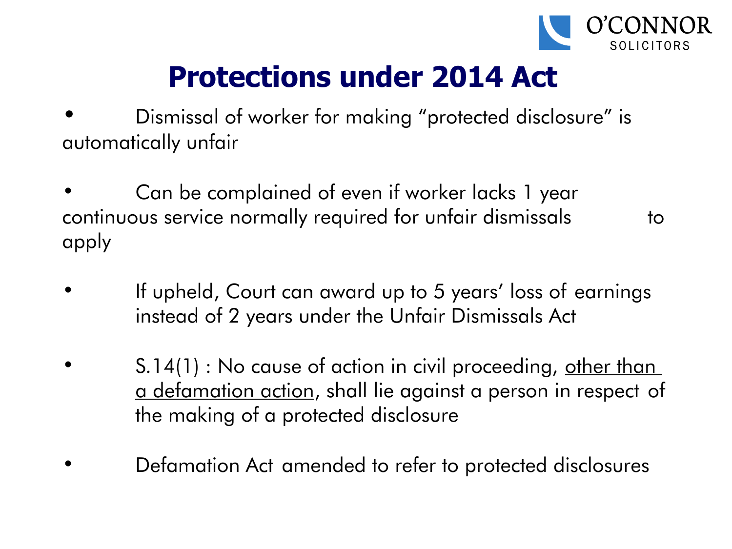# Protections under 2014 Act

- Dismissal of worker for making "protected disclosure" is automatically unfair
- Can be complained of even if worker lacks 1 year continuous service normally required for unfair dismissals to apply
- If upheld, Court can award up to 5 years' loss of earnings instead of 2 years under the Unfair Dismissals Act
- S.14(1) : No cause of action in civil proceeding, <u>other than a defamation action</u>, shall lie against a person in respect of the making of a protected disclosure
- Defamation Act amended to refer to protected disclosures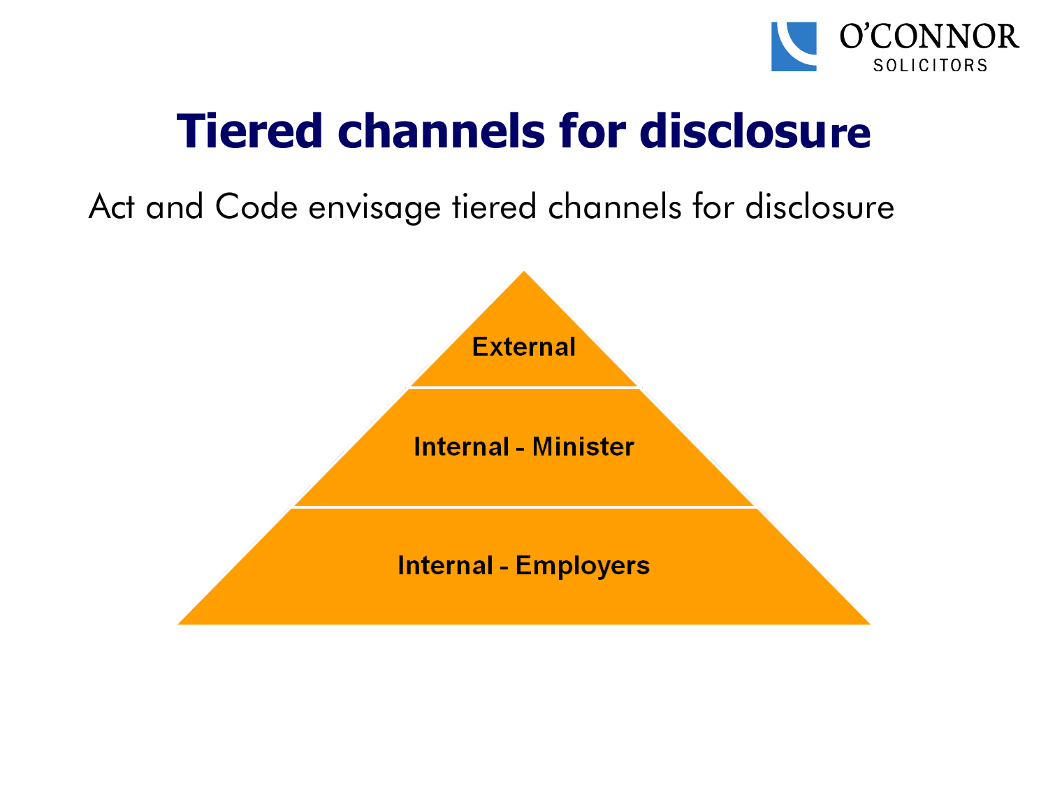# Tiered channels for disclosure

Act and Code envisage tiered channels for disclosure

- External
- Internal - Minister
- Internal - Employers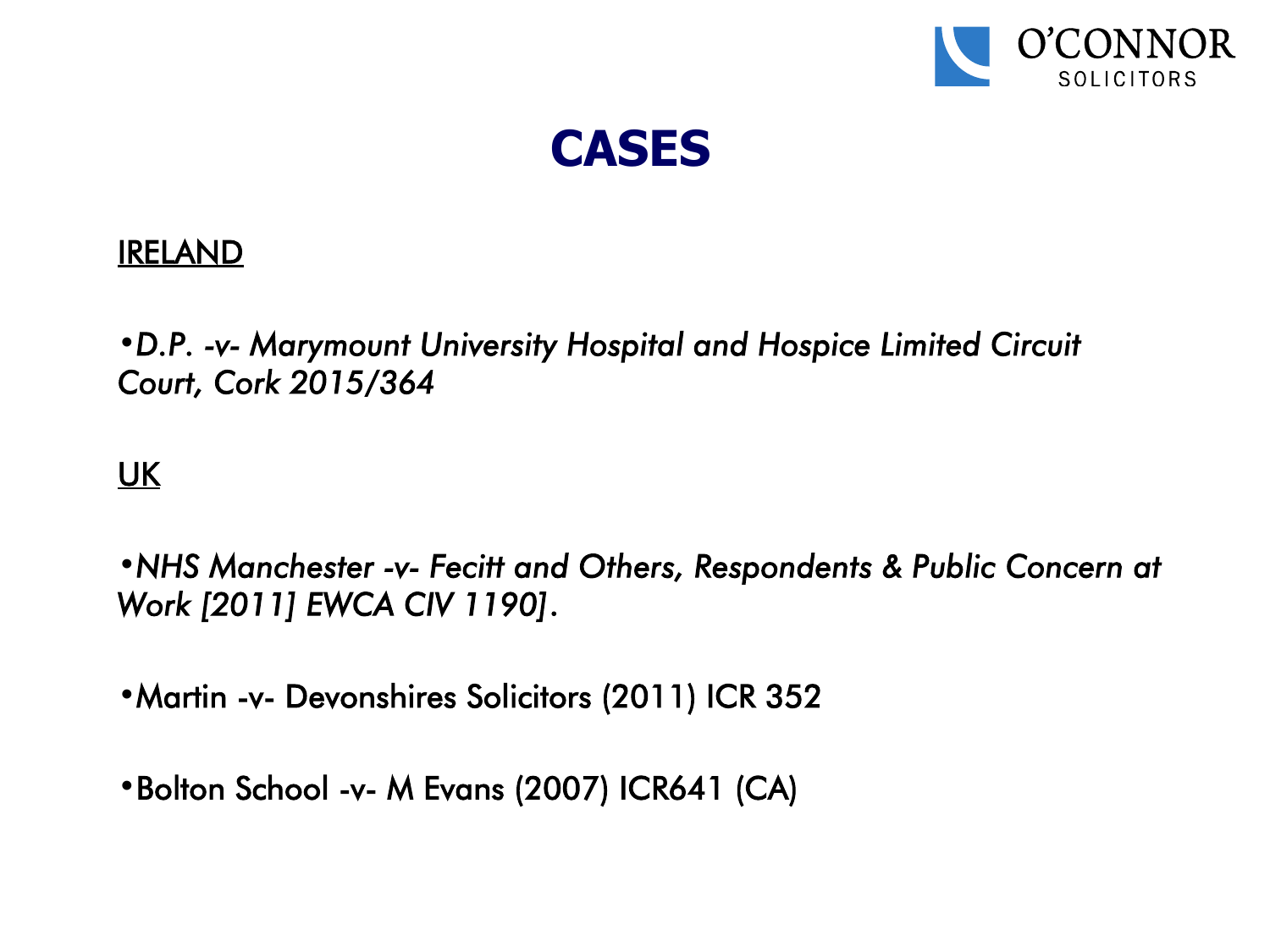# CASES

<u>IRELAND</u>

- *D.P. -v- Marymount University Hospital and Hospice Limited Circuit Court, Cork 2015/364*

<u>UK</u>

- *NHS Manchester -v- Fecitt and Others, Respondents & Public Concern at Work [2011] EWCA CIV 1190].*

- Martin -v- Devonshires Solicitors (2011) ICR 352

- Bolton School -v- M Evans (2007) ICR641 (CA)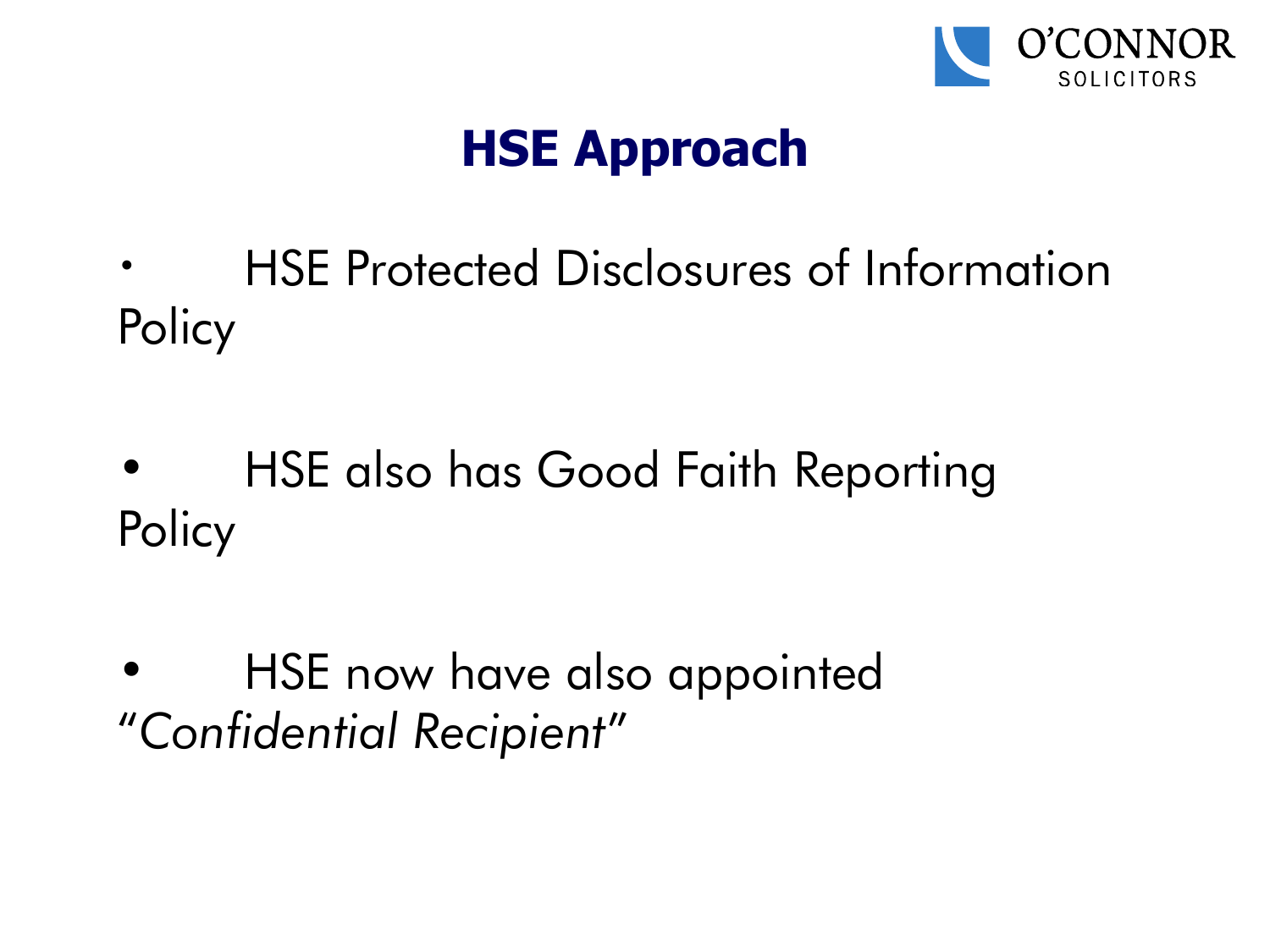# HSE Approach

- HSE Protected Disclosures of Information Policy

- HSE also has Good Faith Reporting Policy

- HSE now have also appointed *"Confidential Recipient"*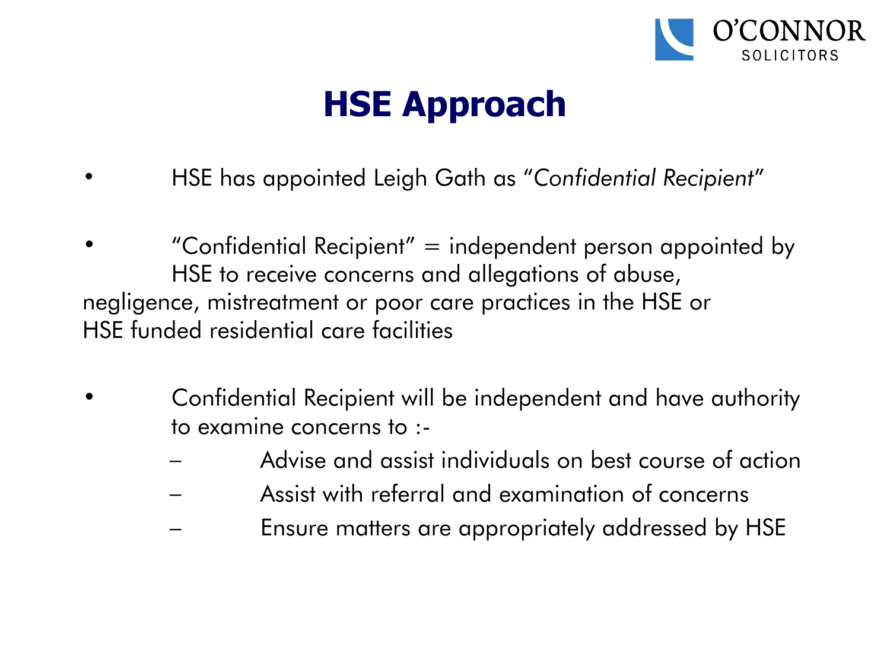# HSE Approach

- HSE has appointed Leigh Gath as "*Confidential Recipient*"
- "Confidential Recipient" = independent person appointed by HSE to receive concerns and allegations of abuse, negligence, mistreatment or poor care practices in the HSE or HSE funded residential care facilities
- Confidential Recipient will be independent and have authority to examine concerns to :-
  - Advise and assist individuals on best course of action
  - Assist with referral and examination of concerns
  - Ensure matters are appropriately addressed by HSE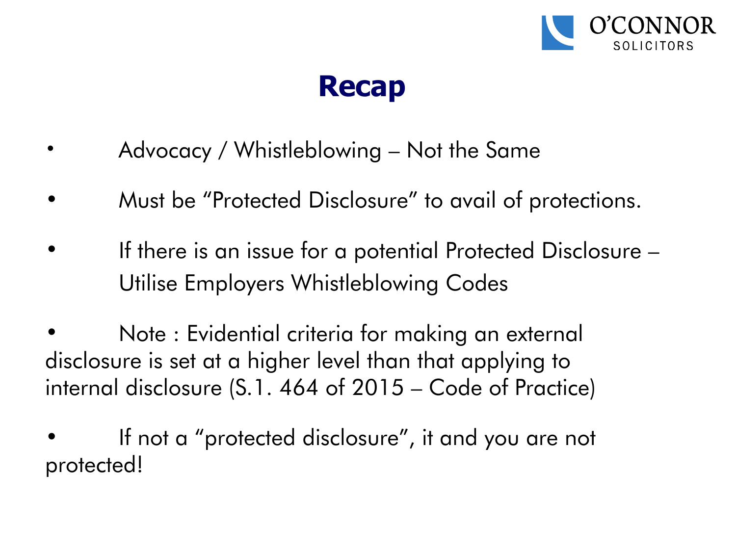# Recap

- Advocacy / Whistleblowing – Not the Same
- Must be "Protected Disclosure" to avail of protections.
- If there is an issue for a potential Protected Disclosure – Utilise Employers Whistleblowing Codes
- Note : Evidential criteria for making an external disclosure is set at a higher level than that applying to internal disclosure (S.1. 464 of 2015 – Code of Practice)
- If not a "protected disclosure", it and you are not protected!